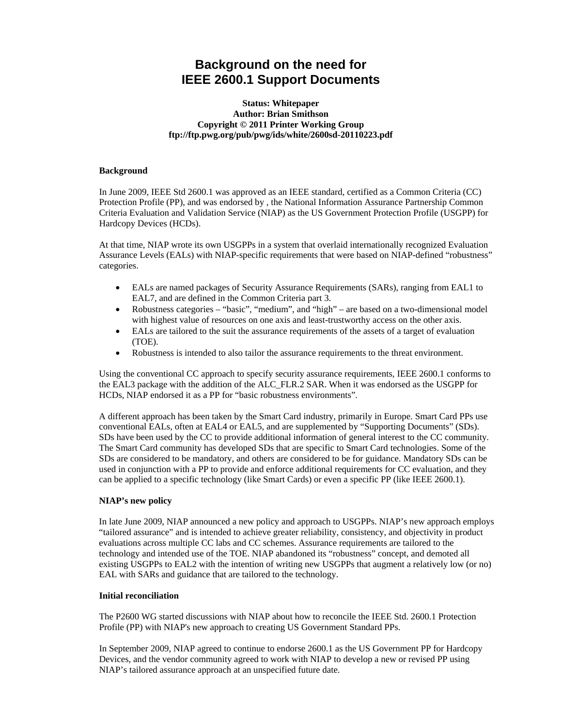# Background on the need for IEEE 2600.1 Support Documents

**Status: Whitepaper**
**Author: Brian Smithson**
**Copyright © 2011 Printer Working Group**
**ftp://ftp.pwg.org/pub/pwg/ids/white/2600sd-20110223.pdf**

### Background

In June 2009, IEEE Std 2600.1 was approved as an IEEE standard, certified as a Common Criteria (CC) Protection Profile (PP), and was endorsed by , the National Information Assurance Partnership Common Criteria Evaluation and Validation Service (NIAP) as the US Government Protection Profile (USGPP) for Hardcopy Devices (HCDs).

At that time, NIAP wrote its own USGPPs in a system that overlaid internationally recognized Evaluation Assurance Levels (EALs) with NIAP-specific requirements that were based on NIAP-defined "robustness" categories.

- EALs are named packages of Security Assurance Requirements (SARs), ranging from EAL1 to EAL7, and are defined in the Common Criteria part 3.
- Robustness categories – "basic", "medium", and "high" – are based on a two-dimensional model with highest value of resources on one axis and least-trustworthy access on the other axis.
- EALs are tailored to the suit the assurance requirements of the assets of a target of evaluation (TOE).
- Robustness is intended to also tailor the assurance requirements to the threat environment.

Using the conventional CC approach to specify security assurance requirements, IEEE 2600.1 conforms to the EAL3 package with the addition of the ALC_FLR.2 SAR. When it was endorsed as the USGPP for HCDs, NIAP endorsed it as a PP for "basic robustness environments".

A different approach has been taken by the Smart Card industry, primarily in Europe. Smart Card PPs use conventional EALs, often at EAL4 or EAL5, and are supplemented by "Supporting Documents" (SDs). SDs have been used by the CC to provide additional information of general interest to the CC community. The Smart Card community has developed SDs that are specific to Smart Card technologies. Some of the SDs are considered to be mandatory, and others are considered to be for guidance. Mandatory SDs can be used in conjunction with a PP to provide and enforce additional requirements for CC evaluation, and they can be applied to a specific technology (like Smart Cards) or even a specific PP (like IEEE 2600.1).

### NIAP's new policy

In late June 2009, NIAP announced a new policy and approach to USGPPs. NIAP's new approach employs "tailored assurance" and is intended to achieve greater reliability, consistency, and objectivity in product evaluations across multiple CC labs and CC schemes. Assurance requirements are tailored to the technology and intended use of the TOE. NIAP abandoned its "robustness" concept, and demoted all existing USGPPs to EAL2 with the intention of writing new USGPPs that augment a relatively low (or no) EAL with SARs and guidance that are tailored to the technology.

### Initial reconciliation

The P2600 WG started discussions with NIAP about how to reconcile the IEEE Std. 2600.1 Protection Profile (PP) with NIAP's new approach to creating US Government Standard PPs.

In September 2009, NIAP agreed to continue to endorse 2600.1 as the US Government PP for Hardcopy Devices, and the vendor community agreed to work with NIAP to develop a new or revised PP using NIAP's tailored assurance approach at an unspecified future date.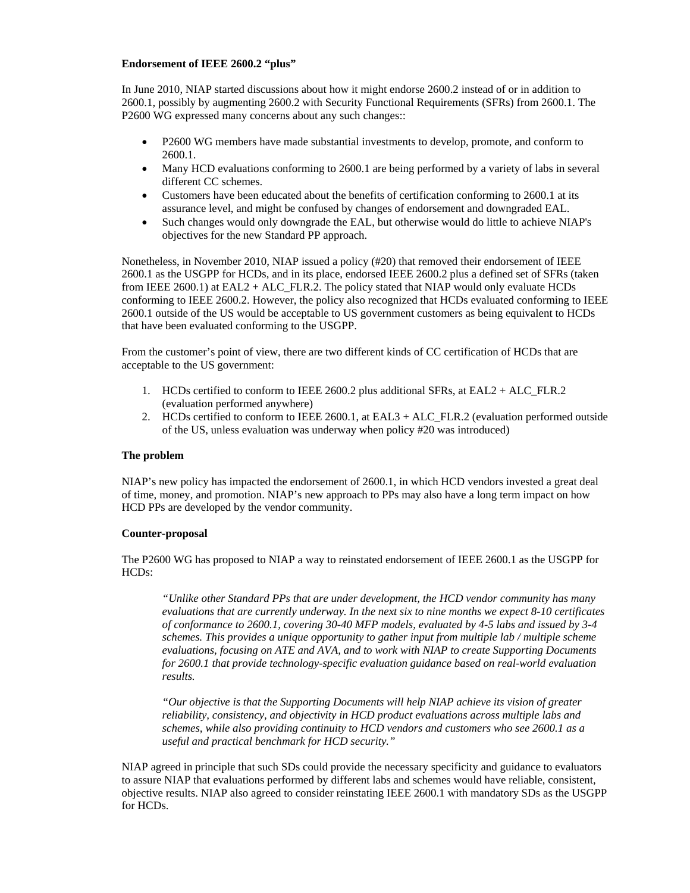**Endorsement of IEEE 2600.2 "plus"**

In June 2010, NIAP started discussions about how it might endorse 2600.2 instead of or in addition to 2600.1, possibly by augmenting 2600.2 with Security Functional Requirements (SFRs) from 2600.1. The P2600 WG expressed many concerns about any such changes::

- P2600 WG members have made substantial investments to develop, promote, and conform to 2600.1.
- Many HCD evaluations conforming to 2600.1 are being performed by a variety of labs in several different CC schemes.
- Customers have been educated about the benefits of certification conforming to 2600.1 at its assurance level, and might be confused by changes of endorsement and downgraded EAL.
- Such changes would only downgrade the EAL, but otherwise would do little to achieve NIAP's objectives for the new Standard PP approach.

Nonetheless, in November 2010, NIAP issued a policy (#20) that removed their endorsement of IEEE 2600.1 as the USGPP for HCDs, and in its place, endorsed IEEE 2600.2 plus a defined set of SFRs (taken from IEEE 2600.1) at EAL2 + ALC_FLR.2. The policy stated that NIAP would only evaluate HCDs conforming to IEEE 2600.2. However, the policy also recognized that HCDs evaluated conforming to IEEE 2600.1 outside of the US would be acceptable to US government customers as being equivalent to HCDs that have been evaluated conforming to the USGPP.

From the customer's point of view, there are two different kinds of CC certification of HCDs that are acceptable to the US government:

1. HCDs certified to conform to IEEE 2600.2 plus additional SFRs, at EAL2 + ALC_FLR.2 (evaluation performed anywhere)
2. HCDs certified to conform to IEEE 2600.1, at EAL3 + ALC_FLR.2 (evaluation performed outside of the US, unless evaluation was underway when policy #20 was introduced)

**The problem**

NIAP's new policy has impacted the endorsement of 2600.1, in which HCD vendors invested a great deal of time, money, and promotion. NIAP's new approach to PPs may also have a long term impact on how HCD PPs are developed by the vendor community.

**Counter-proposal**

The P2600 WG has proposed to NIAP a way to reinstated endorsement of IEEE 2600.1 as the USGPP for HCDs:

> *"Unlike other Standard PPs that are under development, the HCD vendor community has many evaluations that are currently underway. In the next six to nine months we expect 8-10 certificates of conformance to 2600.1, covering 30-40 MFP models, evaluated by 4-5 labs and issued by 3-4 schemes. This provides a unique opportunity to gather input from multiple lab / multiple scheme evaluations, focusing on ATE and AVA, and to work with NIAP to create Supporting Documents for 2600.1 that provide technology-specific evaluation guidance based on real-world evaluation results.*
>
> *"Our objective is that the Supporting Documents will help NIAP achieve its vision of greater reliability, consistency, and objectivity in HCD product evaluations across multiple labs and schemes, while also providing continuity to HCD vendors and customers who see 2600.1 as a useful and practical benchmark for HCD security."*

NIAP agreed in principle that such SDs could provide the necessary specificity and guidance to evaluators to assure NIAP that evaluations performed by different labs and schemes would have reliable, consistent, objective results. NIAP also agreed to consider reinstating IEEE 2600.1 with mandatory SDs as the USGPP for HCDs.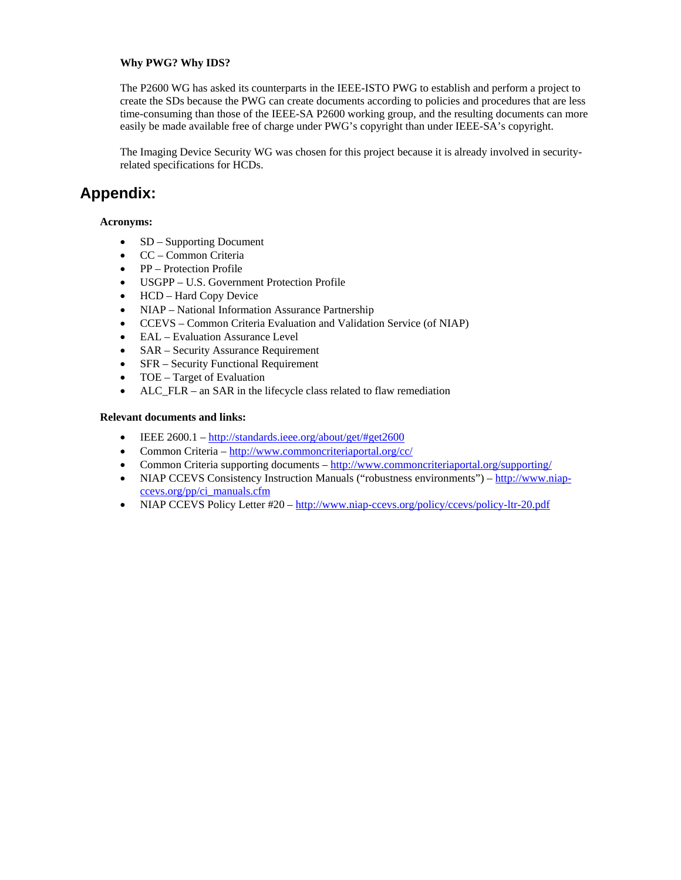**Why PWG? Why IDS?**

The P2600 WG has asked its counterparts in the IEEE-ISTO PWG to establish and perform a project to create the SDs because the PWG can create documents according to policies and procedures that are less time-consuming than those of the IEEE-SA P2600 working group, and the resulting documents can more easily be made available free of charge under PWG's copyright than under IEEE-SA's copyright.

The Imaging Device Security WG was chosen for this project because it is already involved in security-related specifications for HCDs.

# Appendix:

**Acronyms:**

- SD – Supporting Document
- CC – Common Criteria
- PP – Protection Profile
- USGPP – U.S. Government Protection Profile
- HCD – Hard Copy Device
- NIAP – National Information Assurance Partnership
- CCEVS – Common Criteria Evaluation and Validation Service (of NIAP)
- EAL – Evaluation Assurance Level
- SAR – Security Assurance Requirement
- SFR – Security Functional Requirement
- TOE – Target of Evaluation
- ALC_FLR – an SAR in the lifecycle class related to flaw remediation

**Relevant documents and links:**

- IEEE 2600.1 – http://standards.ieee.org/about/get/#get2600
- Common Criteria – http://www.commoncriteriaportal.org/cc/
- Common Criteria supporting documents – http://www.commoncriteriaportal.org/supporting/
- NIAP CCEVS Consistency Instruction Manuals ("robustness environments") – http://www.niap-ccevs.org/pp/ci_manuals.cfm
- NIAP CCEVS Policy Letter #20 – http://www.niap-ccevs.org/policy/ccevs/policy-ltr-20.pdf